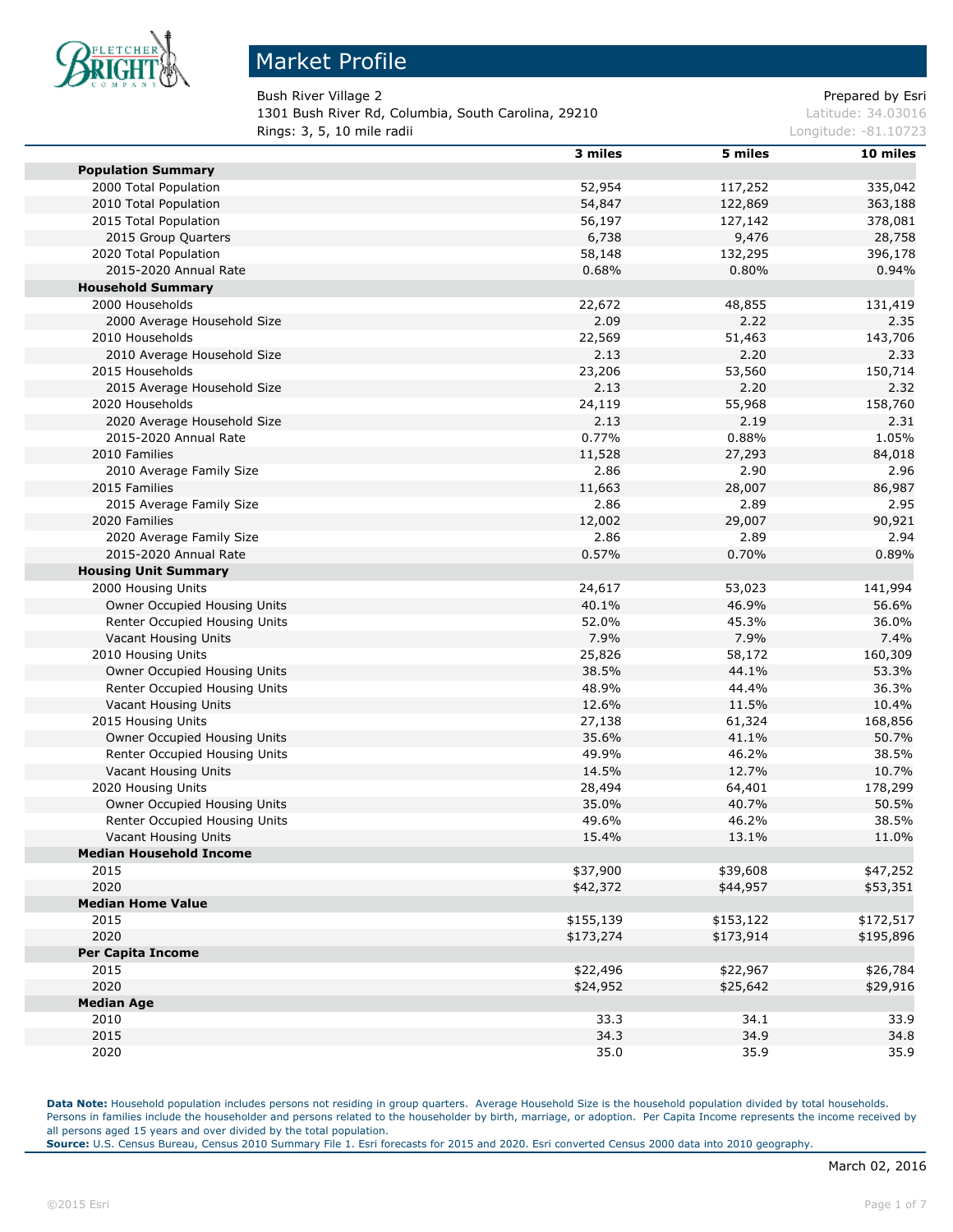# Market Profile

Bush River Village 2 — Prepared by Esri
1301 Bush River Rd, Columbia, South Carolina, 29210 — Latitude: 34.03016
Rings: 3, 5, 10 mile radii — Longitude: -81.10723

| | 3 miles | 5 miles | 10 miles |
|---|---|---|---|
| **Population Summary** | | | |
| 2000 Total Population | 52,954 | 117,252 | 335,042 |
| 2010 Total Population | 54,847 | 122,869 | 363,188 |
| 2015 Total Population | 56,197 | 127,142 | 378,081 |
| 2015 Group Quarters | 6,738 | 9,476 | 28,758 |
| 2020 Total Population | 58,148 | 132,295 | 396,178 |
| 2015-2020 Annual Rate | 0.68% | 0.80% | 0.94% |
| **Household Summary** | | | |
| 2000 Households | 22,672 | 48,855 | 131,419 |
| 2000 Average Household Size | 2.09 | 2.22 | 2.35 |
| 2010 Households | 22,569 | 51,463 | 143,706 |
| 2010 Average Household Size | 2.13 | 2.20 | 2.33 |
| 2015 Households | 23,206 | 53,560 | 150,714 |
| 2015 Average Household Size | 2.13 | 2.20 | 2.32 |
| 2020 Households | 24,119 | 55,968 | 158,760 |
| 2020 Average Household Size | 2.13 | 2.19 | 2.31 |
| 2015-2020 Annual Rate | 0.77% | 0.88% | 1.05% |
| 2010 Families | 11,528 | 27,293 | 84,018 |
| 2010 Average Family Size | 2.86 | 2.90 | 2.96 |
| 2015 Families | 11,663 | 28,007 | 86,987 |
| 2015 Average Family Size | 2.86 | 2.89 | 2.95 |
| 2020 Families | 12,002 | 29,007 | 90,921 |
| 2020 Average Family Size | 2.86 | 2.89 | 2.94 |
| 2015-2020 Annual Rate | 0.57% | 0.70% | 0.89% |
| **Housing Unit Summary** | | | |
| 2000 Housing Units | 24,617 | 53,023 | 141,994 |
| Owner Occupied Housing Units | 40.1% | 46.9% | 56.6% |
| Renter Occupied Housing Units | 52.0% | 45.3% | 36.0% |
| Vacant Housing Units | 7.9% | 7.9% | 7.4% |
| 2010 Housing Units | 25,826 | 58,172 | 160,309 |
| Owner Occupied Housing Units | 38.5% | 44.1% | 53.3% |
| Renter Occupied Housing Units | 48.9% | 44.4% | 36.3% |
| Vacant Housing Units | 12.6% | 11.5% | 10.4% |
| 2015 Housing Units | 27,138 | 61,324 | 168,856 |
| Owner Occupied Housing Units | 35.6% | 41.1% | 50.7% |
| Renter Occupied Housing Units | 49.9% | 46.2% | 38.5% |
| Vacant Housing Units | 14.5% | 12.7% | 10.7% |
| 2020 Housing Units | 28,494 | 64,401 | 178,299 |
| Owner Occupied Housing Units | 35.0% | 40.7% | 50.5% |
| Renter Occupied Housing Units | 49.6% | 46.2% | 38.5% |
| Vacant Housing Units | 15.4% | 13.1% | 11.0% |
| **Median Household Income** | | | |
| 2015 | $37,900 | $39,608 | $47,252 |
| 2020 | $42,372 | $44,957 | $53,351 |
| **Median Home Value** | | | |
| 2015 | $155,139 | $153,122 | $172,517 |
| 2020 | $173,274 | $173,914 | $195,896 |
| **Per Capita Income** | | | |
| 2015 | $22,496 | $22,967 | $26,784 |
| 2020 | $24,952 | $25,642 | $29,916 |
| **Median Age** | | | |
| 2010 | 33.3 | 34.1 | 33.9 |
| 2015 | 34.3 | 34.9 | 34.8 |
| 2020 | 35.0 | 35.9 | 35.9 |

**Data Note:** Household population includes persons not residing in group quarters. Average Household Size is the household population divided by total households. Persons in families include the householder and persons related to the householder by birth, marriage, or adoption. Per Capita Income represents the income received by all persons aged 15 years and over divided by the total population.
**Source:** U.S. Census Bureau, Census 2010 Summary File 1. Esri forecasts for 2015 and 2020. Esri converted Census 2000 data into 2010 geography.

March 02, 2016

©2015 Esri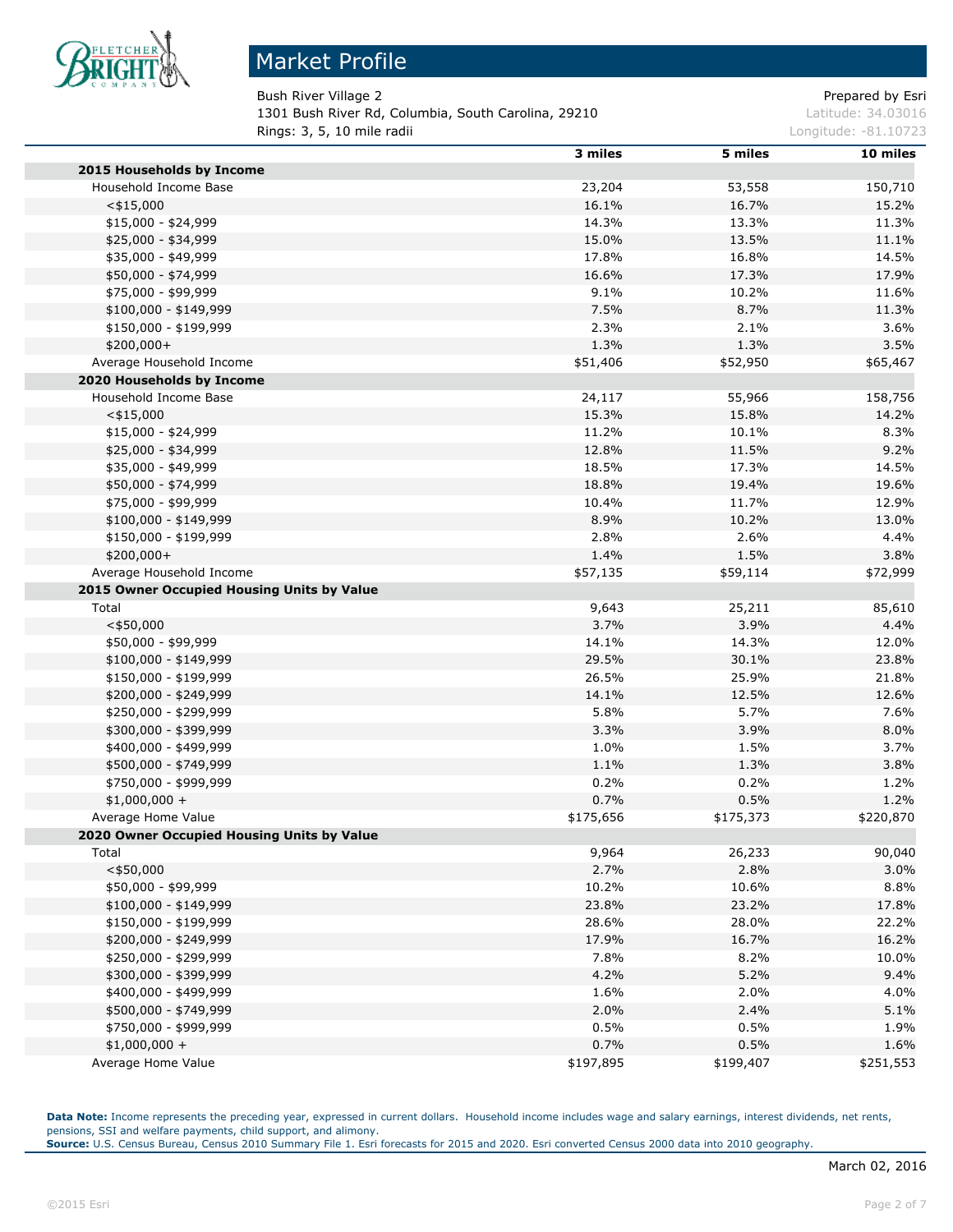# Market Profile

Bush River Village 2
1301 Bush River Rd, Columbia, South Carolina, 29210
Rings: 3, 5, 10 mile radii

Prepared by Esri
Latitude: 34.03016
Longitude: -81.10723

| | 3 miles | 5 miles | 10 miles |
|---|---|---|---|
| **2015 Households by Income** | | | |
| Household Income Base | 23,204 | 53,558 | 150,710 |
| <$15,000 | 16.1% | 16.7% | 15.2% |
| $15,000 - $24,999 | 14.3% | 13.3% | 11.3% |
| $25,000 - $34,999 | 15.0% | 13.5% | 11.1% |
| $35,000 - $49,999 | 17.8% | 16.8% | 14.5% |
| $50,000 - $74,999 | 16.6% | 17.3% | 17.9% |
| $75,000 - $99,999 | 9.1% | 10.2% | 11.6% |
| $100,000 - $149,999 | 7.5% | 8.7% | 11.3% |
| $150,000 - $199,999 | 2.3% | 2.1% | 3.6% |
| $200,000+ | 1.3% | 1.3% | 3.5% |
| Average Household Income | $51,406 | $52,950 | $65,467 |
| **2020 Households by Income** | | | |
| Household Income Base | 24,117 | 55,966 | 158,756 |
| <$15,000 | 15.3% | 15.8% | 14.2% |
| $15,000 - $24,999 | 11.2% | 10.1% | 8.3% |
| $25,000 - $34,999 | 12.8% | 11.5% | 9.2% |
| $35,000 - $49,999 | 18.5% | 17.3% | 14.5% |
| $50,000 - $74,999 | 18.8% | 19.4% | 19.6% |
| $75,000 - $99,999 | 10.4% | 11.7% | 12.9% |
| $100,000 - $149,999 | 8.9% | 10.2% | 13.0% |
| $150,000 - $199,999 | 2.8% | 2.6% | 4.4% |
| $200,000+ | 1.4% | 1.5% | 3.8% |
| Average Household Income | $57,135 | $59,114 | $72,999 |
| **2015 Owner Occupied Housing Units by Value** | | | |
| Total | 9,643 | 25,211 | 85,610 |
| <$50,000 | 3.7% | 3.9% | 4.4% |
| $50,000 - $99,999 | 14.1% | 14.3% | 12.0% |
| $100,000 - $149,999 | 29.5% | 30.1% | 23.8% |
| $150,000 - $199,999 | 26.5% | 25.9% | 21.8% |
| $200,000 - $249,999 | 14.1% | 12.5% | 12.6% |
| $250,000 - $299,999 | 5.8% | 5.7% | 7.6% |
| $300,000 - $399,999 | 3.3% | 3.9% | 8.0% |
| $400,000 - $499,999 | 1.0% | 1.5% | 3.7% |
| $500,000 - $749,999 | 1.1% | 1.3% | 3.8% |
| $750,000 - $999,999 | 0.2% | 0.2% | 1.2% |
| $1,000,000 + | 0.7% | 0.5% | 1.2% |
| Average Home Value | $175,656 | $175,373 | $220,870 |
| **2020 Owner Occupied Housing Units by Value** | | | |
| Total | 9,964 | 26,233 | 90,040 |
| <$50,000 | 2.7% | 2.8% | 3.0% |
| $50,000 - $99,999 | 10.2% | 10.6% | 8.8% |
| $100,000 - $149,999 | 23.8% | 23.2% | 17.8% |
| $150,000 - $199,999 | 28.6% | 28.0% | 22.2% |
| $200,000 - $249,999 | 17.9% | 16.7% | 16.2% |
| $250,000 - $299,999 | 7.8% | 8.2% | 10.0% |
| $300,000 - $399,999 | 4.2% | 5.2% | 9.4% |
| $400,000 - $499,999 | 1.6% | 2.0% | 4.0% |
| $500,000 - $749,999 | 2.0% | 2.4% | 5.1% |
| $750,000 - $999,999 | 0.5% | 0.5% | 1.9% |
| $1,000,000 + | 0.7% | 0.5% | 1.6% |
| Average Home Value | $197,895 | $199,407 | $251,553 |

**Data Note:** Income represents the preceding year, expressed in current dollars. Household income includes wage and salary earnings, interest dividends, net rents, pensions, SSI and welfare payments, child support, and alimony.
**Source:** U.S. Census Bureau, Census 2010 Summary File 1. Esri forecasts for 2015 and 2020. Esri converted Census 2000 data into 2010 geography.

March 02, 2016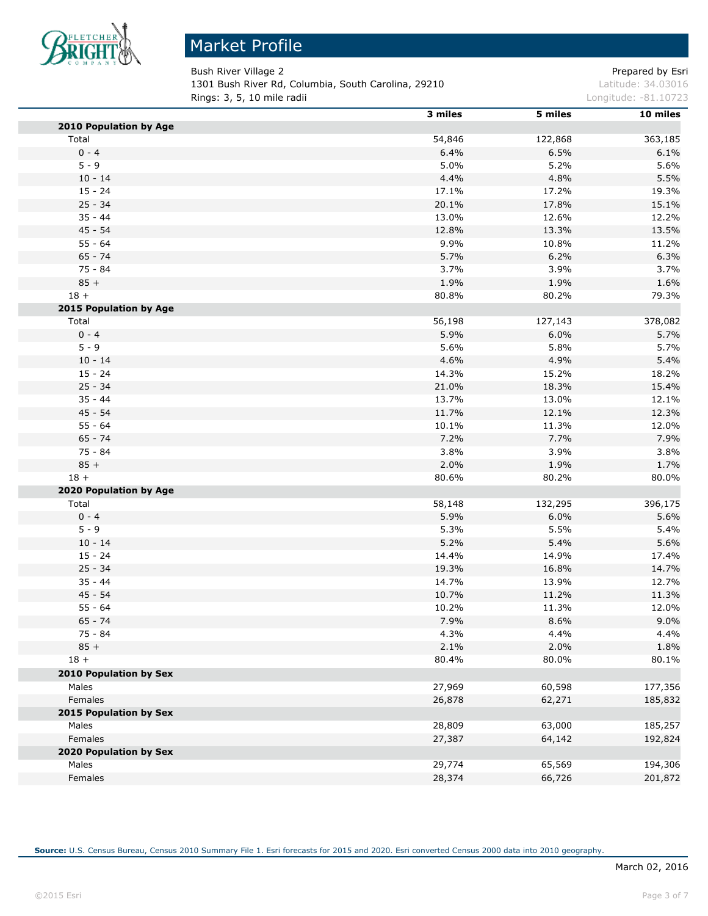# Market Profile

Bush River Village 2
1301 Bush River Rd, Columbia, South Carolina, 29210
Rings: 3, 5, 10 mile radii

Prepared by Esri
Latitude: 34.03016
Longitude: -81.10723

| | 3 miles | 5 miles | 10 miles |
|---|---|---|---|
| **2010 Population by Age** | | | |
| Total | 54,846 | 122,868 | 363,185 |
| 0 - 4 | 6.4% | 6.5% | 6.1% |
| 5 - 9 | 5.0% | 5.2% | 5.6% |
| 10 - 14 | 4.4% | 4.8% | 5.5% |
| 15 - 24 | 17.1% | 17.2% | 19.3% |
| 25 - 34 | 20.1% | 17.8% | 15.1% |
| 35 - 44 | 13.0% | 12.6% | 12.2% |
| 45 - 54 | 12.8% | 13.3% | 13.5% |
| 55 - 64 | 9.9% | 10.8% | 11.2% |
| 65 - 74 | 5.7% | 6.2% | 6.3% |
| 75 - 84 | 3.7% | 3.9% | 3.7% |
| 85 + | 1.9% | 1.9% | 1.6% |
| 18 + | 80.8% | 80.2% | 79.3% |
| **2015 Population by Age** | | | |
| Total | 56,198 | 127,143 | 378,082 |
| 0 - 4 | 5.9% | 6.0% | 5.7% |
| 5 - 9 | 5.6% | 5.8% | 5.7% |
| 10 - 14 | 4.6% | 4.9% | 5.4% |
| 15 - 24 | 14.3% | 15.2% | 18.2% |
| 25 - 34 | 21.0% | 18.3% | 15.4% |
| 35 - 44 | 13.7% | 13.0% | 12.1% |
| 45 - 54 | 11.7% | 12.1% | 12.3% |
| 55 - 64 | 10.1% | 11.3% | 12.0% |
| 65 - 74 | 7.2% | 7.7% | 7.9% |
| 75 - 84 | 3.8% | 3.9% | 3.8% |
| 85 + | 2.0% | 1.9% | 1.7% |
| 18 + | 80.6% | 80.2% | 80.0% |
| **2020 Population by Age** | | | |
| Total | 58,148 | 132,295 | 396,175 |
| 0 - 4 | 5.9% | 6.0% | 5.6% |
| 5 - 9 | 5.3% | 5.5% | 5.4% |
| 10 - 14 | 5.2% | 5.4% | 5.6% |
| 15 - 24 | 14.4% | 14.9% | 17.4% |
| 25 - 34 | 19.3% | 16.8% | 14.7% |
| 35 - 44 | 14.7% | 13.9% | 12.7% |
| 45 - 54 | 10.7% | 11.2% | 11.3% |
| 55 - 64 | 10.2% | 11.3% | 12.0% |
| 65 - 74 | 7.9% | 8.6% | 9.0% |
| 75 - 84 | 4.3% | 4.4% | 4.4% |
| 85 + | 2.1% | 2.0% | 1.8% |
| 18 + | 80.4% | 80.0% | 80.1% |
| **2010 Population by Sex** | | | |
| Males | 27,969 | 60,598 | 177,356 |
| Females | 26,878 | 62,271 | 185,832 |
| **2015 Population by Sex** | | | |
| Males | 28,809 | 63,000 | 185,257 |
| Females | 27,387 | 64,142 | 192,824 |
| **2020 Population by Sex** | | | |
| Males | 29,774 | 65,569 | 194,306 |
| Females | 28,374 | 66,726 | 201,872 |

**Source:** U.S. Census Bureau, Census 2010 Summary File 1. Esri forecasts for 2015 and 2020. Esri converted Census 2000 data into 2010 geography.

March 02, 2016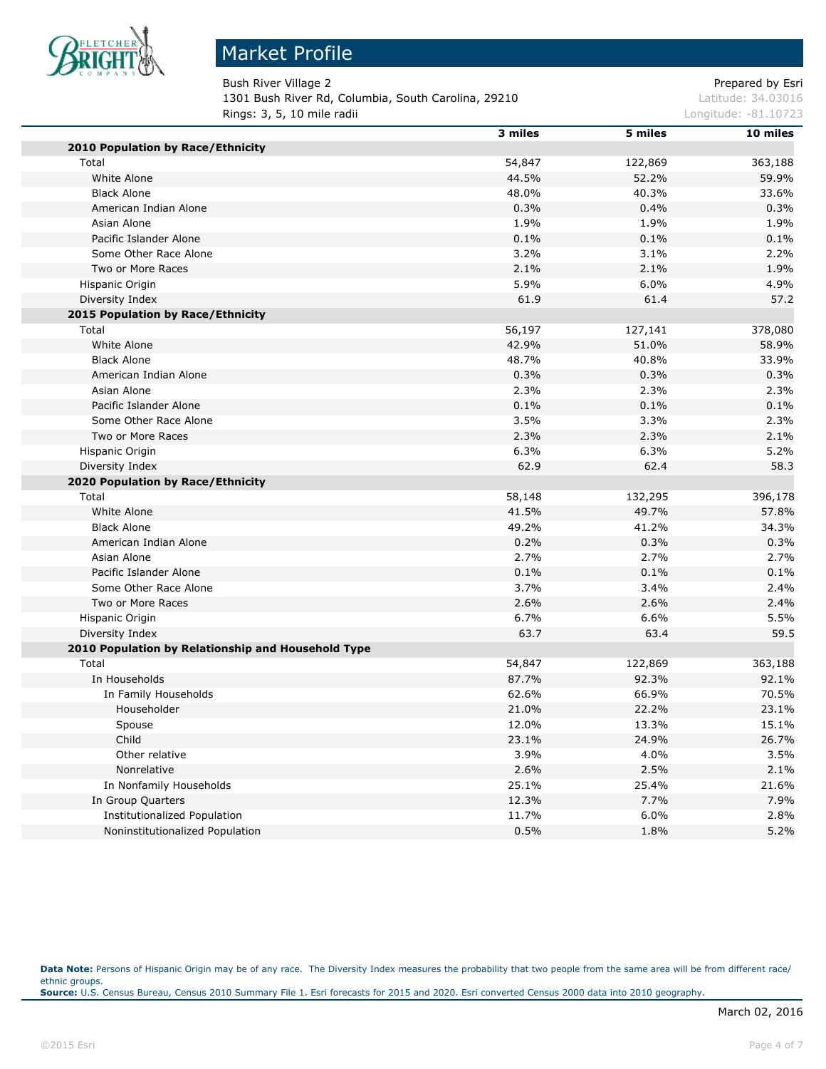# Market Profile

Bush River Village 2
1301 Bush River Rd, Columbia, South Carolina, 29210
Rings: 3, 5, 10 mile radii

Prepared by Esri
Latitude: 34.03016
Longitude: -81.10723

| | 3 miles | 5 miles | 10 miles |
|---|---|---|---|
| **2010 Population by Race/Ethnicity** | | | |
| Total | 54,847 | 122,869 | 363,188 |
| White Alone | 44.5% | 52.2% | 59.9% |
| Black Alone | 48.0% | 40.3% | 33.6% |
| American Indian Alone | 0.3% | 0.4% | 0.3% |
| Asian Alone | 1.9% | 1.9% | 1.9% |
| Pacific Islander Alone | 0.1% | 0.1% | 0.1% |
| Some Other Race Alone | 3.2% | 3.1% | 2.2% |
| Two or More Races | 2.1% | 2.1% | 1.9% |
| Hispanic Origin | 5.9% | 6.0% | 4.9% |
| Diversity Index | 61.9 | 61.4 | 57.2 |
| **2015 Population by Race/Ethnicity** | | | |
| Total | 56,197 | 127,141 | 378,080 |
| White Alone | 42.9% | 51.0% | 58.9% |
| Black Alone | 48.7% | 40.8% | 33.9% |
| American Indian Alone | 0.3% | 0.3% | 0.3% |
| Asian Alone | 2.3% | 2.3% | 2.3% |
| Pacific Islander Alone | 0.1% | 0.1% | 0.1% |
| Some Other Race Alone | 3.5% | 3.3% | 2.3% |
| Two or More Races | 2.3% | 2.3% | 2.1% |
| Hispanic Origin | 6.3% | 6.3% | 5.2% |
| Diversity Index | 62.9 | 62.4 | 58.3 |
| **2020 Population by Race/Ethnicity** | | | |
| Total | 58,148 | 132,295 | 396,178 |
| White Alone | 41.5% | 49.7% | 57.8% |
| Black Alone | 49.2% | 41.2% | 34.3% |
| American Indian Alone | 0.2% | 0.3% | 0.3% |
| Asian Alone | 2.7% | 2.7% | 2.7% |
| Pacific Islander Alone | 0.1% | 0.1% | 0.1% |
| Some Other Race Alone | 3.7% | 3.4% | 2.4% |
| Two or More Races | 2.6% | 2.6% | 2.4% |
| Hispanic Origin | 6.7% | 6.6% | 5.5% |
| Diversity Index | 63.7 | 63.4 | 59.5 |
| **2010 Population by Relationship and Household Type** | | | |
| Total | 54,847 | 122,869 | 363,188 |
| In Households | 87.7% | 92.3% | 92.1% |
| In Family Households | 62.6% | 66.9% | 70.5% |
| Householder | 21.0% | 22.2% | 23.1% |
| Spouse | 12.0% | 13.3% | 15.1% |
| Child | 23.1% | 24.9% | 26.7% |
| Other relative | 3.9% | 4.0% | 3.5% |
| Nonrelative | 2.6% | 2.5% | 2.1% |
| In Nonfamily Households | 25.1% | 25.4% | 21.6% |
| In Group Quarters | 12.3% | 7.7% | 7.9% |
| Institutionalized Population | 11.7% | 6.0% | 2.8% |
| Noninstitutionalized Population | 0.5% | 1.8% | 5.2% |

**Data Note:** Persons of Hispanic Origin may be of any race. The Diversity Index measures the probability that two people from the same area will be from different race/ethnic groups.
**Source:** U.S. Census Bureau, Census 2010 Summary File 1. Esri forecasts for 2015 and 2020. Esri converted Census 2000 data into 2010 geography.

March 02, 2016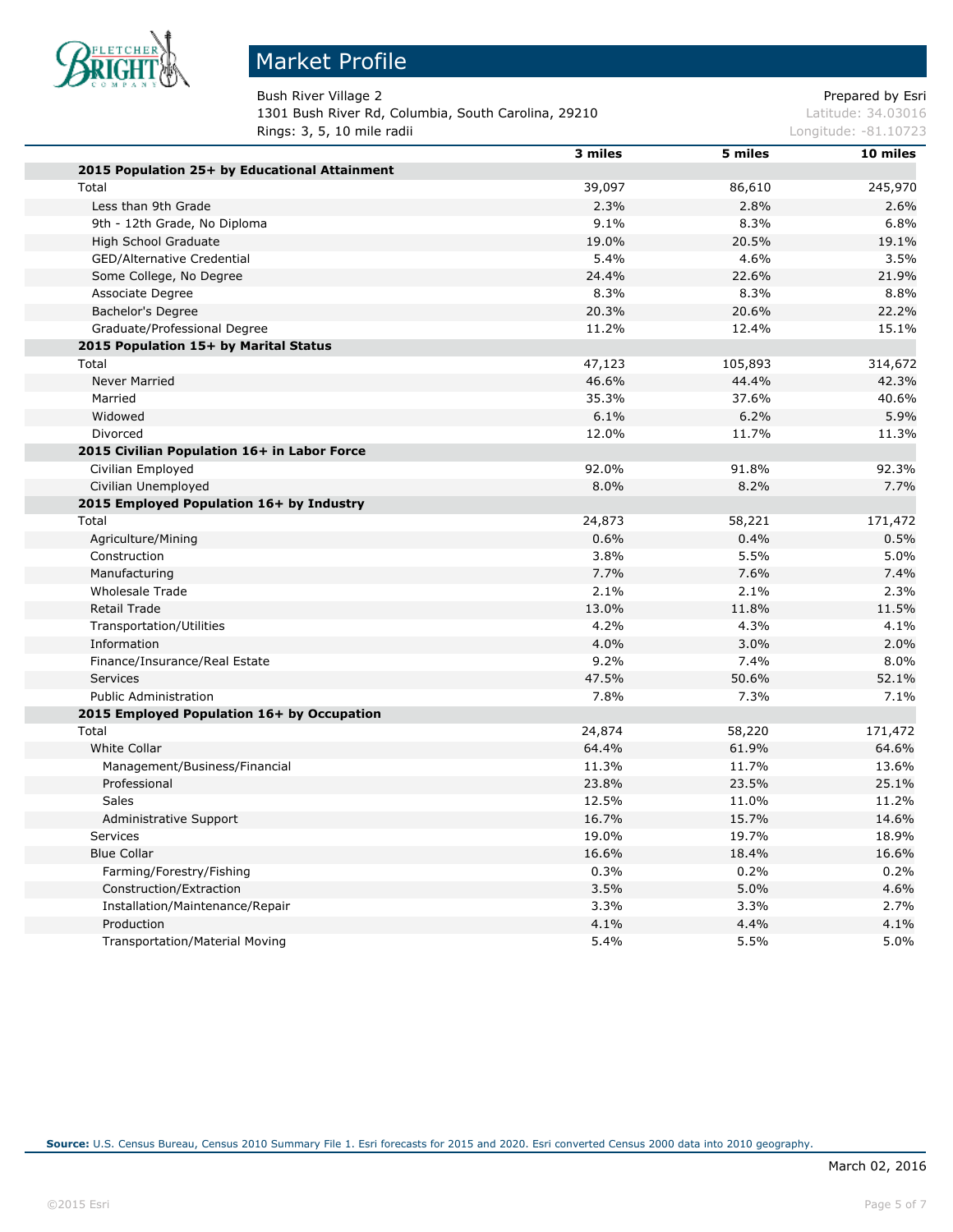# Market Profile

Bush River Village 2
1301 Bush River Rd, Columbia, South Carolina, 29210
Rings: 3, 5, 10 mile radii

Prepared by Esri
Latitude: 34.03016
Longitude: -81.10723

| | 3 miles | 5 miles | 10 miles |
|---|---|---|---|
| **2015 Population 25+ by Educational Attainment** | | | |
| Total | 39,097 | 86,610 | 245,970 |
| Less than 9th Grade | 2.3% | 2.8% | 2.6% |
| 9th - 12th Grade, No Diploma | 9.1% | 8.3% | 6.8% |
| High School Graduate | 19.0% | 20.5% | 19.1% |
| GED/Alternative Credential | 5.4% | 4.6% | 3.5% |
| Some College, No Degree | 24.4% | 22.6% | 21.9% |
| Associate Degree | 8.3% | 8.3% | 8.8% |
| Bachelor's Degree | 20.3% | 20.6% | 22.2% |
| Graduate/Professional Degree | 11.2% | 12.4% | 15.1% |
| **2015 Population 15+ by Marital Status** | | | |
| Total | 47,123 | 105,893 | 314,672 |
| Never Married | 46.6% | 44.4% | 42.3% |
| Married | 35.3% | 37.6% | 40.6% |
| Widowed | 6.1% | 6.2% | 5.9% |
| Divorced | 12.0% | 11.7% | 11.3% |
| **2015 Civilian Population 16+ in Labor Force** | | | |
| Civilian Employed | 92.0% | 91.8% | 92.3% |
| Civilian Unemployed | 8.0% | 8.2% | 7.7% |
| **2015 Employed Population 16+ by Industry** | | | |
| Total | 24,873 | 58,221 | 171,472 |
| Agriculture/Mining | 0.6% | 0.4% | 0.5% |
| Construction | 3.8% | 5.5% | 5.0% |
| Manufacturing | 7.7% | 7.6% | 7.4% |
| Wholesale Trade | 2.1% | 2.1% | 2.3% |
| Retail Trade | 13.0% | 11.8% | 11.5% |
| Transportation/Utilities | 4.2% | 4.3% | 4.1% |
| Information | 4.0% | 3.0% | 2.0% |
| Finance/Insurance/Real Estate | 9.2% | 7.4% | 8.0% |
| Services | 47.5% | 50.6% | 52.1% |
| Public Administration | 7.8% | 7.3% | 7.1% |
| **2015 Employed Population 16+ by Occupation** | | | |
| Total | 24,874 | 58,220 | 171,472 |
| White Collar | 64.4% | 61.9% | 64.6% |
| Management/Business/Financial | 11.3% | 11.7% | 13.6% |
| Professional | 23.8% | 23.5% | 25.1% |
| Sales | 12.5% | 11.0% | 11.2% |
| Administrative Support | 16.7% | 15.7% | 14.6% |
| Services | 19.0% | 19.7% | 18.9% |
| Blue Collar | 16.6% | 18.4% | 16.6% |
| Farming/Forestry/Fishing | 0.3% | 0.2% | 0.2% |
| Construction/Extraction | 3.5% | 5.0% | 4.6% |
| Installation/Maintenance/Repair | 3.3% | 3.3% | 2.7% |
| Production | 4.1% | 4.4% | 4.1% |
| Transportation/Material Moving | 5.4% | 5.5% | 5.0% |

**Source:** U.S. Census Bureau, Census 2010 Summary File 1. Esri forecasts for 2015 and 2020. Esri converted Census 2000 data into 2010 geography.

March 02, 2016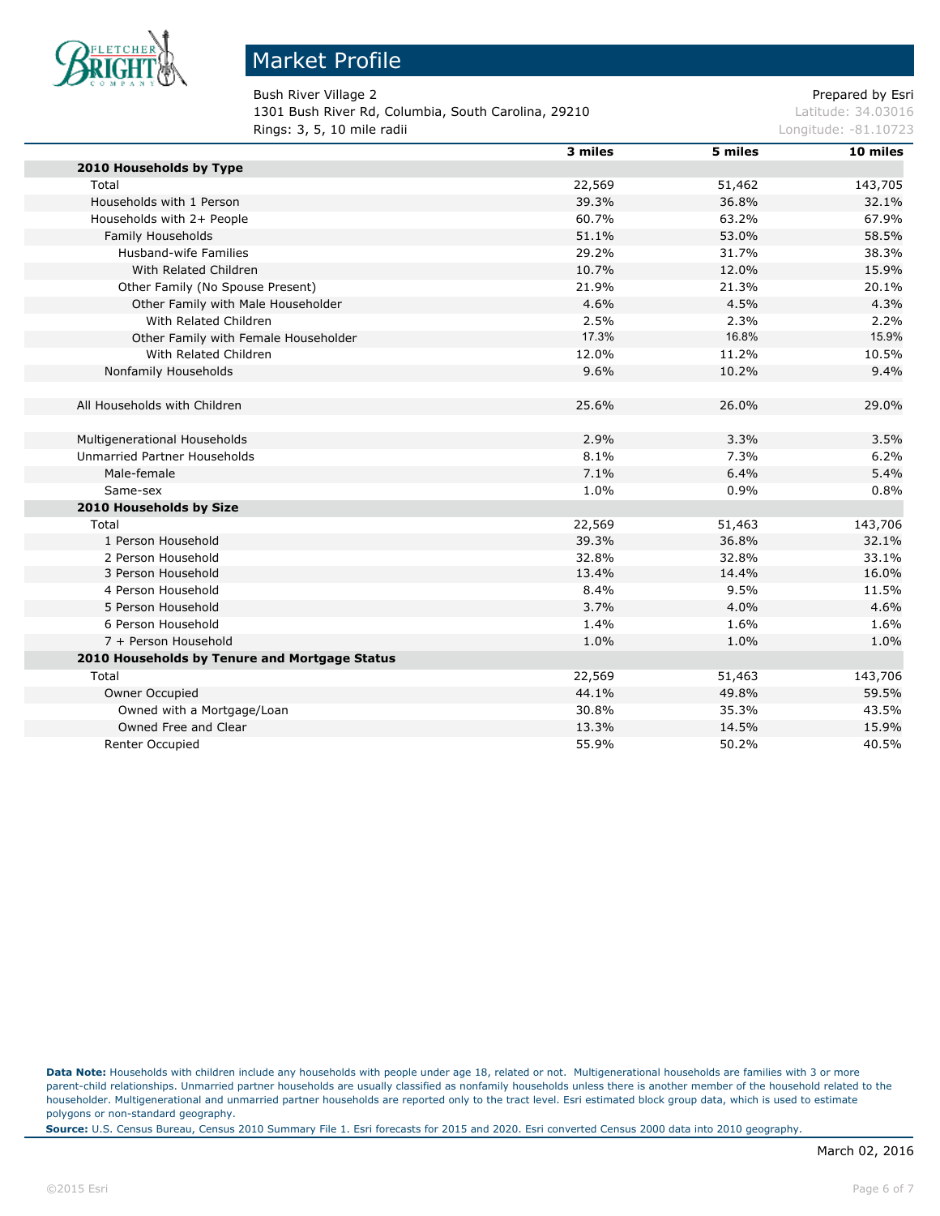# Market Profile

Bush River Village 2 | Prepared by Esri
1301 Bush River Rd, Columbia, South Carolina, 29210 | Latitude: 34.03016
Rings: 3, 5, 10 mile radii | Longitude: -81.10723

| | 3 miles | 5 miles | 10 miles |
|---|---|---|---|
| **2010 Households by Type** | | | |
| Total | 22,569 | 51,462 | 143,705 |
| Households with 1 Person | 39.3% | 36.8% | 32.1% |
| Households with 2+ People | 60.7% | 63.2% | 67.9% |
| Family Households | 51.1% | 53.0% | 58.5% |
| Husband-wife Families | 29.2% | 31.7% | 38.3% |
| With Related Children | 10.7% | 12.0% | 15.9% |
| Other Family (No Spouse Present) | 21.9% | 21.3% | 20.1% |
| Other Family with Male Householder | 4.6% | 4.5% | 4.3% |
| With Related Children | 2.5% | 2.3% | 2.2% |
| Other Family with Female Householder | 17.3% | 16.8% | 15.9% |
| With Related Children | 12.0% | 11.2% | 10.5% |
| Nonfamily Households | 9.6% | 10.2% | 9.4% |
| | | | |
| All Households with Children | 25.6% | 26.0% | 29.0% |
| | | | |
| Multigenerational Households | 2.9% | 3.3% | 3.5% |
| Unmarried Partner Households | 8.1% | 7.3% | 6.2% |
| Male-female | 7.1% | 6.4% | 5.4% |
| Same-sex | 1.0% | 0.9% | 0.8% |
| **2010 Households by Size** | | | |
| Total | 22,569 | 51,463 | 143,706 |
| 1 Person Household | 39.3% | 36.8% | 32.1% |
| 2 Person Household | 32.8% | 32.8% | 33.1% |
| 3 Person Household | 13.4% | 14.4% | 16.0% |
| 4 Person Household | 8.4% | 9.5% | 11.5% |
| 5 Person Household | 3.7% | 4.0% | 4.6% |
| 6 Person Household | 1.4% | 1.6% | 1.6% |
| 7 + Person Household | 1.0% | 1.0% | 1.0% |
| **2010 Households by Tenure and Mortgage Status** | | | |
| Total | 22,569 | 51,463 | 143,706 |
| Owner Occupied | 44.1% | 49.8% | 59.5% |
| Owned with a Mortgage/Loan | 30.8% | 35.3% | 43.5% |
| Owned Free and Clear | 13.3% | 14.5% | 15.9% |
| Renter Occupied | 55.9% | 50.2% | 40.5% |

**Data Note:** Households with children include any households with people under age 18, related or not. Multigenerational households are families with 3 or more parent-child relationships. Unmarried partner households are usually classified as nonfamily households unless there is another member of the household related to the householder. Multigenerational and unmarried partner households are reported only to the tract level. Esri estimated block group data, which is used to estimate polygons or non-standard geography.

**Source:** U.S. Census Bureau, Census 2010 Summary File 1. Esri forecasts for 2015 and 2020. Esri converted Census 2000 data into 2010 geography.

March 02, 2016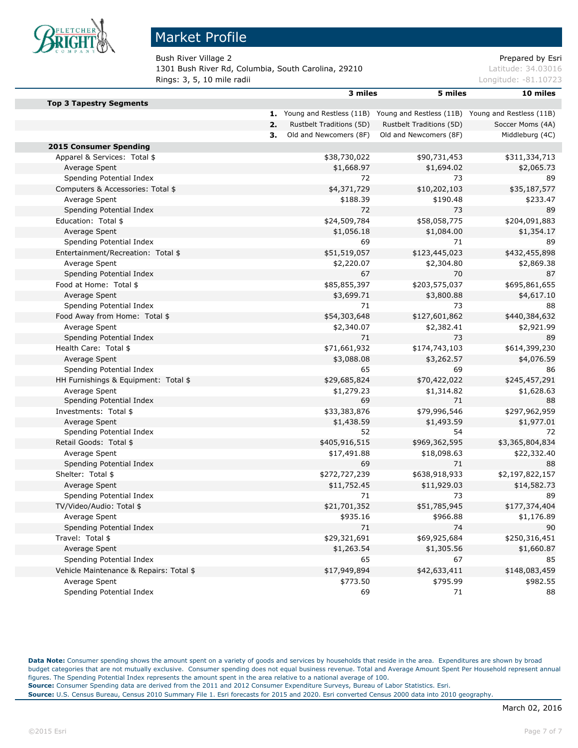# Market Profile

Bush River Village 2
1301 Bush River Rd, Columbia, South Carolina, 29210
Rings: 3, 5, 10 mile radii

Prepared by Esri
Latitude: 34.03016
Longitude: -81.10723

| | | 3 miles | 5 miles | 10 miles |
|---|---|---|---|---|
| **Top 3 Tapestry Segments** | | | | |
| | **1.** | Young and Restless (11B) | Young and Restless (11B) | Young and Restless (11B) |
| | **2.** | Rustbelt Traditions (5D) | Rustbelt Traditions (5D) | Soccer Moms (4A) |
| | **3.** | Old and Newcomers (8F) | Old and Newcomers (8F) | Middleburg (4C) |
| **2015 Consumer Spending** | | | | |
| Apparel & Services: Total $ | | $38,730,022 | $90,731,453 | $311,334,713 |
| Average Spent | | $1,668.97 | $1,694.02 | $2,065.73 |
| Spending Potential Index | | 72 | 73 | 89 |
| Computers & Accessories: Total $ | | $4,371,729 | $10,202,103 | $35,187,577 |
| Average Spent | | $188.39 | $190.48 | $233.47 |
| Spending Potential Index | | 72 | 73 | 89 |
| Education: Total $ | | $24,509,784 | $58,058,775 | $204,091,883 |
| Average Spent | | $1,056.18 | $1,084.00 | $1,354.17 |
| Spending Potential Index | | 69 | 71 | 89 |
| Entertainment/Recreation: Total $ | | $51,519,057 | $123,445,023 | $432,455,898 |
| Average Spent | | $2,220.07 | $2,304.80 | $2,869.38 |
| Spending Potential Index | | 67 | 70 | 87 |
| Food at Home: Total $ | | $85,855,397 | $203,575,037 | $695,861,655 |
| Average Spent | | $3,699.71 | $3,800.88 | $4,617.10 |
| Spending Potential Index | | 71 | 73 | 88 |
| Food Away from Home: Total $ | | $54,303,648 | $127,601,862 | $440,384,632 |
| Average Spent | | $2,340.07 | $2,382.41 | $2,921.99 |
| Spending Potential Index | | 71 | 73 | 89 |
| Health Care: Total $ | | $71,661,932 | $174,743,103 | $614,399,230 |
| Average Spent | | $3,088.08 | $3,262.57 | $4,076.59 |
| Spending Potential Index | | 65 | 69 | 86 |
| HH Furnishings & Equipment: Total $ | | $29,685,824 | $70,422,022 | $245,457,291 |
| Average Spent | | $1,279.23 | $1,314.82 | $1,628.63 |
| Spending Potential Index | | 69 | 71 | 88 |
| Investments: Total $ | | $33,383,876 | $79,996,546 | $297,962,959 |
| Average Spent | | $1,438.59 | $1,493.59 | $1,977.01 |
| Spending Potential Index | | 52 | 54 | 72 |
| Retail Goods: Total $ | | $405,916,515 | $969,362,595 | $3,365,804,834 |
| Average Spent | | $17,491.88 | $18,098.63 | $22,332.40 |
| Spending Potential Index | | 69 | 71 | 88 |
| Shelter: Total $ | | $272,727,239 | $638,918,933 | $2,197,822,157 |
| Average Spent | | $11,752.45 | $11,929.03 | $14,582.73 |
| Spending Potential Index | | 71 | 73 | 89 |
| TV/Video/Audio: Total $ | | $21,701,352 | $51,785,945 | $177,374,404 |
| Average Spent | | $935.16 | $966.88 | $1,176.89 |
| Spending Potential Index | | 71 | 74 | 90 |
| Travel: Total $ | | $29,321,691 | $69,925,684 | $250,316,451 |
| Average Spent | | $1,263.54 | $1,305.56 | $1,660.87 |
| Spending Potential Index | | 65 | 67 | 85 |
| Vehicle Maintenance & Repairs: Total $ | | $17,949,894 | $42,633,411 | $148,083,459 |
| Average Spent | | $773.50 | $795.99 | $982.55 |
| Spending Potential Index | | 69 | 71 | 88 |

**Data Note:** Consumer spending shows the amount spent on a variety of goods and services by households that reside in the area. Expenditures are shown by broad budget categories that are not mutually exclusive. Consumer spending does not equal business revenue. Total and Average Amount Spent Per Household represent annual figures. The Spending Potential Index represents the amount spent in the area relative to a national average of 100.
**Source:** Consumer Spending data are derived from the 2011 and 2012 Consumer Expenditure Surveys, Bureau of Labor Statistics. Esri.
**Source:** U.S. Census Bureau, Census 2010 Summary File 1. Esri forecasts for 2015 and 2020. Esri converted Census 2000 data into 2010 geography.

March 02, 2016